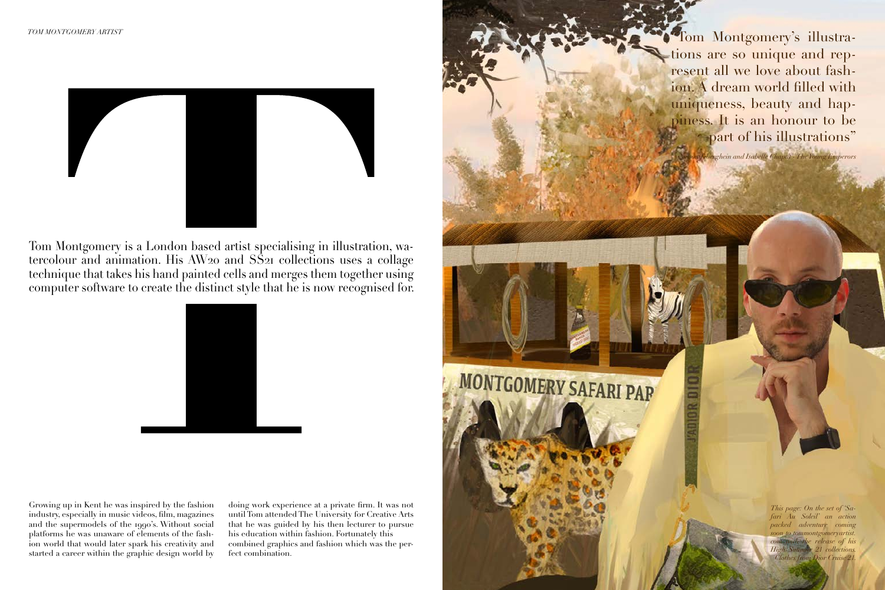# TT

Tom Montgomery is a London based artist specialising in illustration, watercolour and animation. His AW20 and SS21 collections uses a collage technique that takes his hand painted cells and merges them together using computer software to create the distinct style that he is now recognised for.

Growing up in Kent he was inspired by the fashion industry, especially in music videos, film, magazines and the supermodels of the 1990's. Without social platforms he was unaware of elements of the fashion world that would later spark his creativity and started a career within the graphic design world by doing work experience at a private firm. It was not until Tom attended The University for Creative Arts that he was guided by his then lecturer to pursue his education within fashion. Fortunately this combined graphics and fashion which was the perfect combination.

"Tom Montgomery's illustrations are so unique and represent all we love about fashion. A dream world filled with uniqueness, beauty and happiness. It is an honour to be part of his illustrations"

*Sarry Ichreghein and Isabelle Chapuis - The Young Emperors*

*This page: On the set of 'Safari Au Soleil' an action packed adventure coming soon to tommontgomeryartist.com with the release of his High Summer 21 collections. Clothes from Dior Cruise 21.*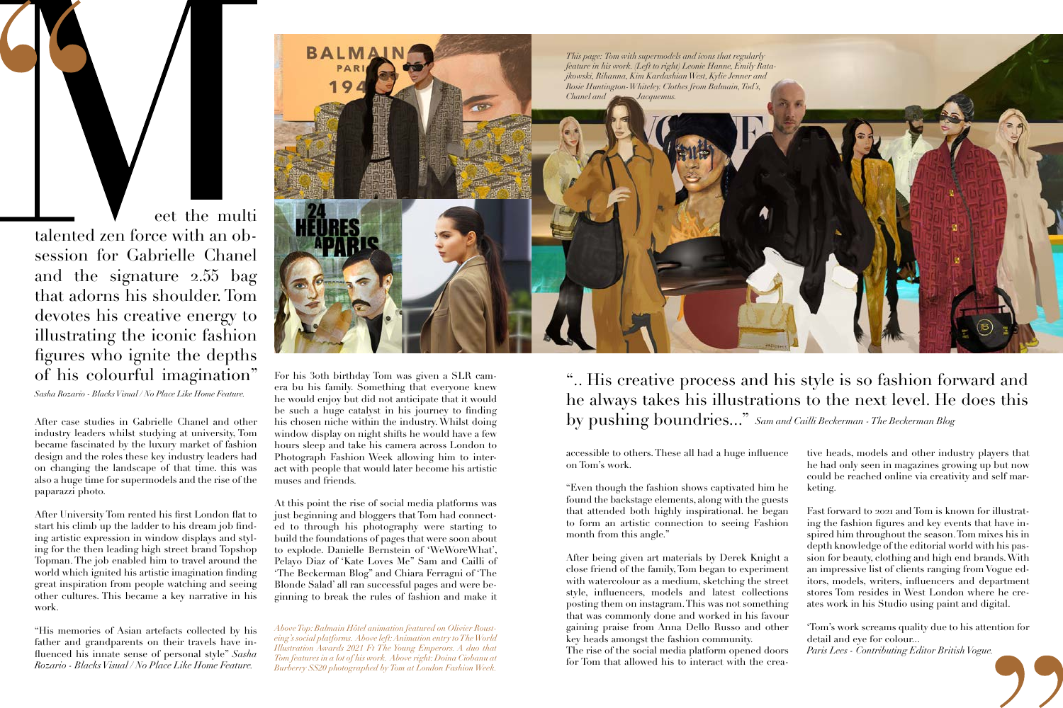# "Meet the multi talented zen force with an obsession for Gabrielle Chanel and the signature 2.55 bag that adorns his shoulder. Tom devotes his creative energy to illustrating the iconic fashion figures who ignite the depths of his colourful imagination"

*Sasha Rozario - Blacks Visual / No Place Like Home Feature.*

After case studies in Gabrielle Chanel and other industry leaders whilst studying at university, Tom became fascinated by the luxury market of fashion design and the roles these key industry leaders had on changing the landscape of that time. this was also a huge time for supermodels and the rise of the paparazzi photo.

After University Tom rented his first London flat to start his climb up the ladder to his dream job finding artistic expression in window displays and styling for the then leading high street brand Topshop Topman. The job enabled him to travel around the world which ignited his artistic imagination finding great inspiration from people watching and seeing other cultures. This became a key narrative in his work.

"His memories of Asian artefacts collected by his father and grandparents on their travels have influenced his innate sense of personal style" *Sasha Rozario - Blacks Visual / No Place Like Home Feature.*

For his 3oth birthday Tom was given a SLR camera bu his family. Something that everyone knew he would enjoy but did not anticipate that it would be such a huge catalyst in his journey to finding his chosen niche within the industry. Whilst doing window display on night shifts he would have a few hours sleep and take his camera across London to Photograph Fashion Week allowing him to interact with people that would later become his artistic muses and friends.

At this point the rise of social media platforms was just beginning and bloggers that Tom had connected to through his photography were starting to build the foundations of pages that were soon about to explode. Danielle Bernstein of 'WeWoreWhat', Pelayo Diaz of 'Kate Loves Me" Sam and Cailli of 'The Beckerman Blog" and Chiara Ferragni of 'The Blonde Salad' all ran successful pages and were beginning to break the rules of fashion and make it accessible to others. These all had a huge influence on Tom's work.

*Above Top: Balmain Hôtel animation featured on Olivier Rousteing's social platforms. Above left: Animation entry to The World Illustration Awards 2021 Ft The Young Emperors. A duo that Tom features in a lot of his work. Above right: Doina Ciobanu at Burberry SS20 photographed by Tom at London Fashion Week.*

*This page: Tom with supermodels and icons that regularly feature in his work. (Left to right) Leonie Hanne, Emily Ratajkowski, Rihanna, Kim Kardashian West, Kylie Jenner and Rosie Huntington-Whiteley. Clothes from Balmain, Tod's, Chanel and Jacquemus.*

## ".. His creative process and his style is so fashion forward and he always takes his illustrations to the next level. He does this by pushing boundries..." *Sam and Cailli Beckerman - The Beckerman Blog*

"Even though the fashion shows captivated him he found the backstage elements, along with the guests that attended both highly inspirational. he began to form an artistic connection to seeing Fashion month from this angle."

After being given art materials by Derek Knight a close friend of the family, Tom began to experiment with watercolour as a medium, sketching the street style, influencers, models and latest collections posting them on instagram. This was not something that was commonly done and worked in his favour gaining praise from Anna Dello Russo and other key heads amongst the fashion community.
The rise of the social media platform opened doors for Tom that allowed his to interact with the creative heads, models and other industry players that he had only seen in magazines growing up but now could be reached online via creativity and self marketing.

Fast forward to 2021 and Tom is known for illustrating the fashion figures and key events that have inspired him throughout the season. Tom mixes his in depth knowledge of the editorial world with his passion for beauty, clothing and high end brands. With an impressive list of clients ranging from Vogue editors, models, writers, influencers and department stores Tom resides in West London where he creates work in his Studio using paint and digital.

'Tom's work screams quality due to his attention for detail and eye for colour...
*Paris Lees - Contributing Editor British Vogue.*